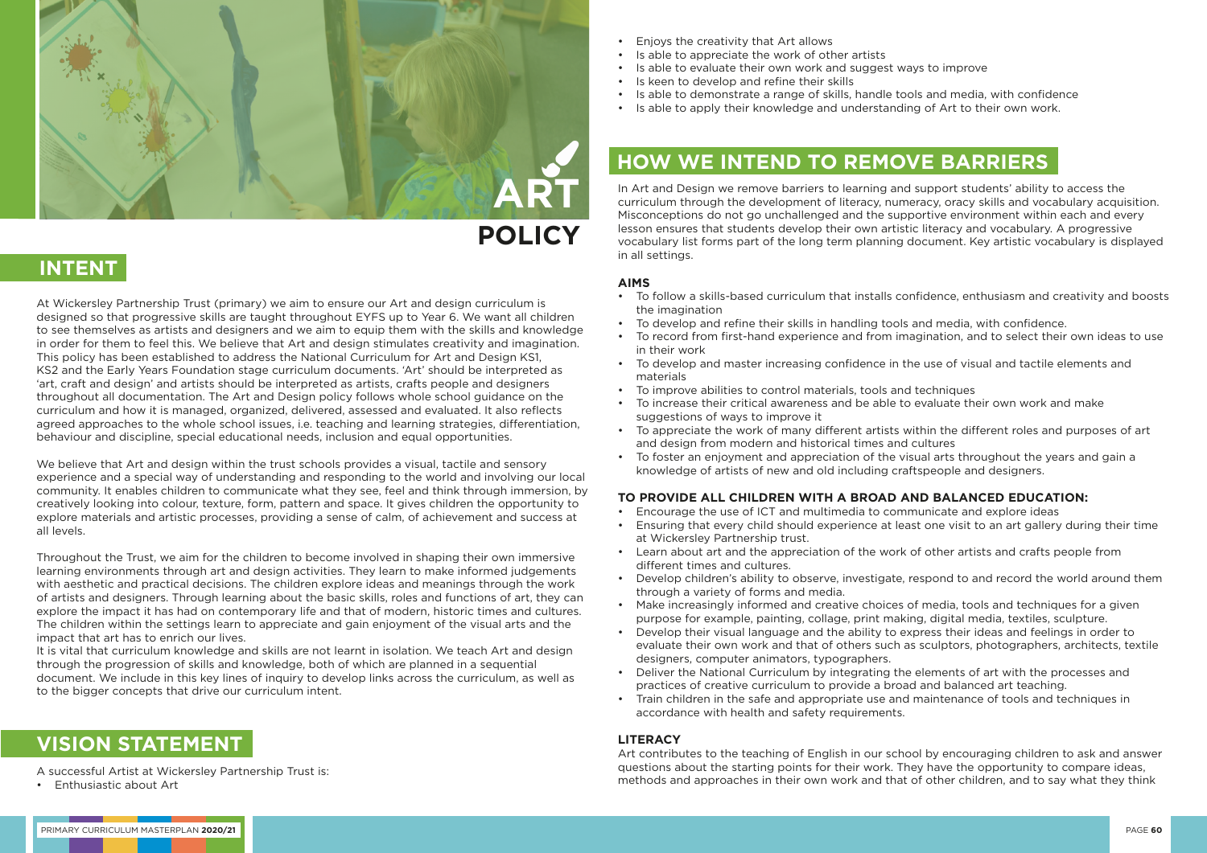# ART POLICY

## INTENT

At Wickersley Partnership Trust (primary) we aim to ensure our Art and design curriculum is designed so that progressive skills are taught throughout EYFS up to Year 6. We want all children to see themselves as artists and designers and we aim to equip them with the skills and knowledge in order for them to feel this. We believe that Art and design stimulates creativity and imagination. This policy has been established to address the National Curriculum for Art and Design KS1, KS2 and the Early Years Foundation stage curriculum documents. 'Art' should be interpreted as 'art, craft and design' and artists should be interpreted as artists, crafts people and designers throughout all documentation. The Art and Design policy follows whole school guidance on the curriculum and how it is managed, organized, delivered, assessed and evaluated. It also reflects agreed approaches to the whole school issues, i.e. teaching and learning strategies, differentiation, behaviour and discipline, special educational needs, inclusion and equal opportunities.

We believe that Art and design within the trust schools provides a visual, tactile and sensory experience and a special way of understanding and responding to the world and involving our local community. It enables children to communicate what they see, feel and think through immersion, by creatively looking into colour, texture, form, pattern and space. It gives children the opportunity to explore materials and artistic processes, providing a sense of calm, of achievement and success at all levels.

Throughout the Trust, we aim for the children to become involved in shaping their own immersive learning environments through art and design activities. They learn to make informed judgements with aesthetic and practical decisions. The children explore ideas and meanings through the work of artists and designers. Through learning about the basic skills, roles and functions of art, they can explore the impact it has had on contemporary life and that of modern, historic times and cultures. The children within the settings learn to appreciate and gain enjoyment of the visual arts and the impact that art has to enrich our lives.
It is vital that curriculum knowledge and skills are not learnt in isolation. We teach Art and design through the progression of skills and knowledge, both of which are planned in a sequential document. We include in this key lines of inquiry to develop links across the curriculum, as well as to the bigger concepts that drive our curriculum intent.

## VISION STATEMENT

A successful Artist at Wickersley Partnership Trust is:

- Enthusiastic about Art
- Enjoys the creativity that Art allows
- Is able to appreciate the work of other artists
- Is able to evaluate their own work and suggest ways to improve
- Is keen to develop and refine their skills
- Is able to demonstrate a range of skills, handle tools and media, with confidence
- Is able to apply their knowledge and understanding of Art to their own work.

## HOW WE INTEND TO REMOVE BARRIERS

In Art and Design we remove barriers to learning and support students' ability to access the curriculum through the development of literacy, numeracy, oracy skills and vocabulary acquisition. Misconceptions do not go unchallenged and the supportive environment within each and every lesson ensures that students develop their own artistic literacy and vocabulary. A progressive vocabulary list forms part of the long term planning document. Key artistic vocabulary is displayed in all settings.

### AIMS

- To follow a skills-based curriculum that installs confidence, enthusiasm and creativity and boosts the imagination
- To develop and refine their skills in handling tools and media, with confidence.
- To record from first-hand experience and from imagination, and to select their own ideas to use in their work
- To develop and master increasing confidence in the use of visual and tactile elements and materials
- To improve abilities to control materials, tools and techniques
- To increase their critical awareness and be able to evaluate their own work and make suggestions of ways to improve it
- To appreciate the work of many different artists within the different roles and purposes of art and design from modern and historical times and cultures
- To foster an enjoyment and appreciation of the visual arts throughout the years and gain a knowledge of artists of new and old including craftspeople and designers.

### TO PROVIDE ALL CHILDREN WITH A BROAD AND BALANCED EDUCATION:

- Encourage the use of ICT and multimedia to communicate and explore ideas
- Ensuring that every child should experience at least one visit to an art gallery during their time at Wickersley Partnership trust.
- Learn about art and the appreciation of the work of other artists and crafts people from different times and cultures.
- Develop children's ability to observe, investigate, respond to and record the world around them through a variety of forms and media.
- Make increasingly informed and creative choices of media, tools and techniques for a given purpose for example, painting, collage, print making, digital media, textiles, sculpture.
- Develop their visual language and the ability to express their ideas and feelings in order to evaluate their own work and that of others such as sculptors, photographers, architects, textile designers, computer animators, typographers.
- Deliver the National Curriculum by integrating the elements of art with the processes and practices of creative curriculum to provide a broad and balanced art teaching.
- Train children in the safe and appropriate use and maintenance of tools and techniques in accordance with health and safety requirements.

### LITERACY

Art contributes to the teaching of English in our school by encouraging children to ask and answer questions about the starting points for their work. They have the opportunity to compare ideas, methods and approaches in their own work and that of other children, and to say what they think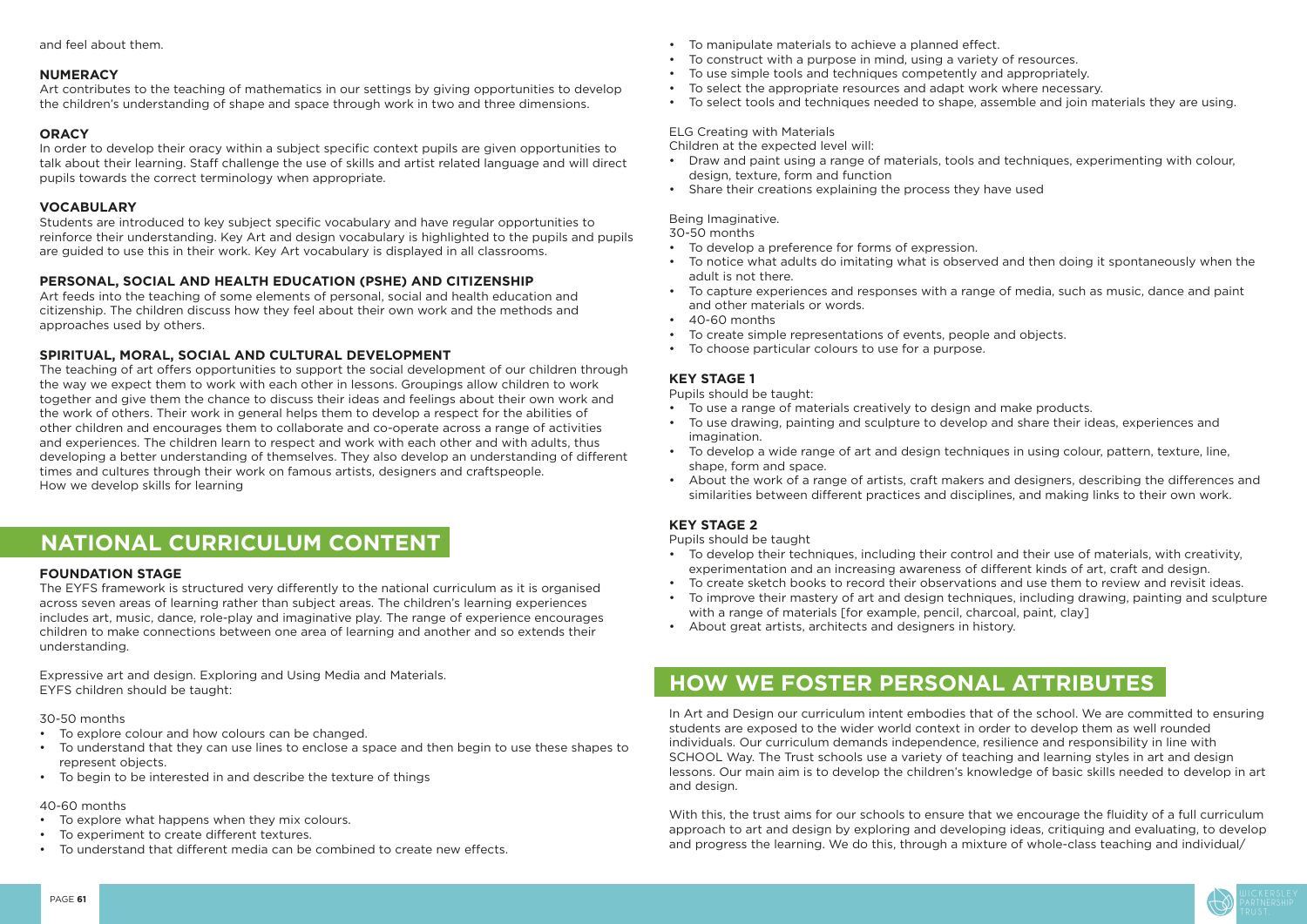and feel about them.

### NUMERACY

Art contributes to the teaching of mathematics in our settings by giving opportunities to develop the children's understanding of shape and space through work in two and three dimensions.

### ORACY

In order to develop their oracy within a subject specific context pupils are given opportunities to talk about their learning. Staff challenge the use of skills and artist related language and will direct pupils towards the correct terminology when appropriate.

### VOCABULARY

Students are introduced to key subject specific vocabulary and have regular opportunities to reinforce their understanding. Key Art and design vocabulary is highlighted to the pupils and pupils are guided to use this in their work. Key Art vocabulary is displayed in all classrooms.

### PERSONAL, SOCIAL AND HEALTH EDUCATION (PSHE) AND CITIZENSHIP

Art feeds into the teaching of some elements of personal, social and health education and citizenship. The children discuss how they feel about their own work and the methods and approaches used by others.

### SPIRITUAL, MORAL, SOCIAL AND CULTURAL DEVELOPMENT

The teaching of art offers opportunities to support the social development of our children through the way we expect them to work with each other in lessons. Groupings allow children to work together and give them the chance to discuss their ideas and feelings about their own work and the work of others. Their work in general helps them to develop a respect for the abilities of other children and encourages them to collaborate and co-operate across a range of activities and experiences. The children learn to respect and work with each other and with adults, thus developing a better understanding of themselves. They also develop an understanding of different times and cultures through their work on famous artists, designers and craftspeople.
How we develop skills for learning

## NATIONAL CURRICULUM CONTENT

### FOUNDATION STAGE

The EYFS framework is structured very differently to the national curriculum as it is organised across seven areas of learning rather than subject areas. The children's learning experiences includes art, music, dance, role-play and imaginative play. The range of experience encourages children to make connections between one area of learning and another and so extends their understanding.

Expressive art and design. Exploring and Using Media and Materials.
EYFS children should be taught:

30-50 months

- To explore colour and how colours can be changed.
- To understand that they can use lines to enclose a space and then begin to use these shapes to represent objects.
- To begin to be interested in and describe the texture of things

40-60 months

- To explore what happens when they mix colours.
- To experiment to create different textures.
- To understand that different media can be combined to create new effects.
- To manipulate materials to achieve a planned effect.
- To construct with a purpose in mind, using a variety of resources.
- To use simple tools and techniques competently and appropriately.
- To select the appropriate resources and adapt work where necessary.
- To select tools and techniques needed to shape, assemble and join materials they are using.

ELG Creating with Materials
Children at the expected level will:

- Draw and paint using a range of materials, tools and techniques, experimenting with colour, design, texture, form and function
- Share their creations explaining the process they have used

Being Imaginative.
30-50 months

- To develop a preference for forms of expression.
- To notice what adults do imitating what is observed and then doing it spontaneously when the adult is not there.
- To capture experiences and responses with a range of media, such as music, dance and paint and other materials or words.
- 40-60 months
- To create simple representations of events, people and objects.
- To choose particular colours to use for a purpose.

### KEY STAGE 1

Pupils should be taught:

- To use a range of materials creatively to design and make products.
- To use drawing, painting and sculpture to develop and share their ideas, experiences and imagination.
- To develop a wide range of art and design techniques in using colour, pattern, texture, line, shape, form and space.
- About the work of a range of artists, craft makers and designers, describing the differences and similarities between different practices and disciplines, and making links to their own work.

### KEY STAGE 2

Pupils should be taught

- To develop their techniques, including their control and their use of materials, with creativity, experimentation and an increasing awareness of different kinds of art, craft and design.
- To create sketch books to record their observations and use them to review and revisit ideas.
- To improve their mastery of art and design techniques, including drawing, painting and sculpture with a range of materials [for example, pencil, charcoal, paint, clay]
- About great artists, architects and designers in history.

## HOW WE FOSTER PERSONAL ATTRIBUTES

In Art and Design our curriculum intent embodies that of the school. We are committed to ensuring students are exposed to the wider world context in order to develop them as well rounded individuals. Our curriculum demands independence, resilience and responsibility in line with SCHOOL Way. The Trust schools use a variety of teaching and learning styles in art and design lessons. Our main aim is to develop the children's knowledge of basic skills needed to develop in art and design.

With this, the trust aims for our schools to ensure that we encourage the fluidity of a full curriculum approach to art and design by exploring and developing ideas, critiquing and evaluating, to develop and progress the learning. We do this, through a mixture of whole-class teaching and individual/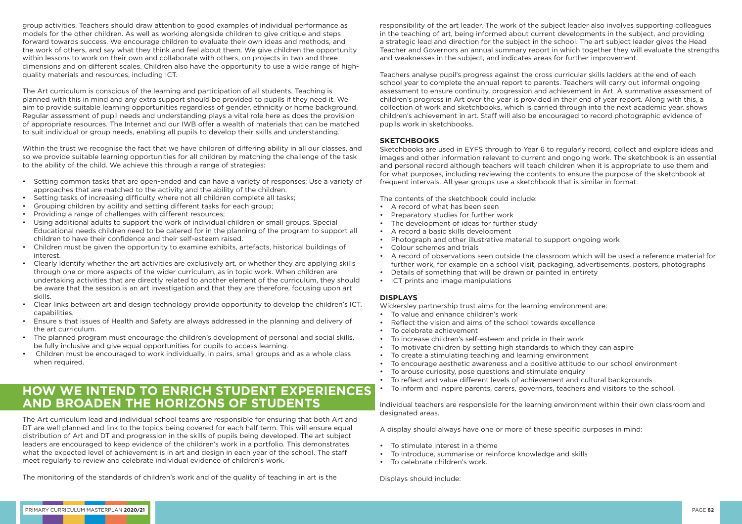group activities. Teachers should draw attention to good examples of individual performance as models for the other children. As well as working alongside children to give critique and steps forward towards success. We encourage children to evaluate their own ideas and methods, and the work of others, and say what they think and feel about them. We give children the opportunity within lessons to work on their own and collaborate with others, on projects in two and three dimensions and on different scales. Children also have the opportunity to use a wide range of high-quality materials and resources, including ICT.

The Art curriculum is conscious of the learning and participation of all students. Teaching is planned with this in mind and any extra support should be provided to pupils if they need it. We aim to provide suitable learning opportunities regardless of gender, ethnicity or home background. Regular assessment of pupil needs and understanding plays a vital role here as does the provision of appropriate resources. The Internet and our IWB offer a wealth of materials that can be matched to suit individual or group needs, enabling all pupils to develop their skills and understanding.

Within the trust we recognise the fact that we have children of differing ability in all our classes, and so we provide suitable learning opportunities for all children by matching the challenge of the task to the ability of the child. We achieve this through a range of strategies:

- Setting common tasks that are open-ended and can have a variety of responses; Use a variety of approaches that are matched to the activity and the ability of the children.
- Setting tasks of increasing difficulty where not all children complete all tasks;
- Grouping children by ability and setting different tasks for each group;
- Providing a range of challenges with different resources;
- Using additional adults to support the work of individual children or small groups. Special Educational needs children need to be catered for in the planning of the program to support all children to have their confidence and their self-esteem raised.
- Children must be given the opportunity to examine exhibits, artefacts, historical buildings of interest.
- Clearly identify whether the art activities are exclusively art, or whether they are applying skills through one or more aspects of the wider curriculum, as in topic work. When children are undertaking activities that are directly related to another element of the curriculum, they should be aware that the session is an art investigation and that they are therefore, focusing upon art skills.
- Clear links between art and design technology provide opportunity to develop the children's ICT. capabilities.
- Ensure s that issues of Health and Safety are always addressed in the planning and delivery of the art curriculum.
- The planned program must encourage the children's development of personal and social skills, be fully inclusive and give equal opportunities for pupils to access learning.
- Children must be encouraged to work individually, in pairs, small groups and as a whole class when required.

## HOW WE INTEND TO ENRICH STUDENT EXPERIENCES AND BROADEN THE HORIZONS OF STUDENTS

The Art curriculum lead and individual school teams are responsible for ensuring that both Art and DT are well planned and link to the topics being covered for each half term. This will ensure equal distribution of Art and DT and progression in the skills of pupils being developed. The art subject leaders are encouraged to keep evidence of the children's work in a portfolio. This demonstrates what the expected level of achievement is in art and design in each year of the school. The staff meet regularly to review and celebrate individual evidence of children's work.

The monitoring of the standards of children's work and of the quality of teaching in art is the responsibility of the art leader. The work of the subject leader also involves supporting colleagues in the teaching of art, being informed about current developments in the subject, and providing a strategic lead and direction for the subject in the school. The art subject leader gives the Head Teacher and Governors an annual summary report in which together they will evaluate the strengths and weaknesses in the subject, and indicates areas for further improvement.

Teachers analyse pupil's progress against the cross curricular skills ladders at the end of each school year to complete the annual report to parents. Teachers will carry out informal ongoing assessment to ensure continuity, progression and achievement in Art. A summative assessment of children's progress in Art over the year is provided in their end of year report. Along with this, a collection of work and sketchbooks, which is carried through into the next academic year, shows children's achievement in art. Staff will also be encouraged to record photographic evidence of pupils work in sketchbooks.

### SKETCHBOOKS

Sketchbooks are used in EYFS through to Year 6 to regularly record, collect and explore ideas and images and other information relevant to current and ongoing work. The sketchbook is an essential and personal record although teachers will teach children when it is appropriate to use them and for what purposes, including reviewing the contents to ensure the purpose of the sketchbook at frequent intervals. All year groups use a sketchbook that is similar in format.

The contents of the sketchbook could include:

- A record of what has been seen
- Preparatory studies for further work
- The development of ideas for further study
- A record a basic skills development
- Photograph and other illustrative material to support ongoing work
- Colour schemes and trials
- A record of observations seen outside the classroom which will be used a reference material for further work, for example on a school visit, packaging, advertisements, posters, photographs
- Details of something that will be drawn or painted in entirety
- ICT prints and image manipulations

### DISPLAYS

Wickersley partnership trust aims for the learning environment are:

- To value and enhance children's work
- Reflect the vision and aims of the school towards excellence
- To celebrate achievement
- To increase children's self-esteem and pride in their work
- To motivate children by setting high standards to which they can aspire
- To create a stimulating teaching and learning environment
- To encourage aesthetic awareness and a positive attitude to our school environment
- To arouse curiosity, pose questions and stimulate enquiry
- To reflect and value different levels of achievement and cultural backgrounds
- To inform and inspire parents, carers, governors, teachers and visitors to the school.

Individual teachers are responsible for the learning environment within their own classroom and designated areas.

A display should always have one or more of these specific purposes in mind:

- To stimulate interest in a theme
- To introduce, summarise or reinforce knowledge and skills
- To celebrate children's work.

Displays should include: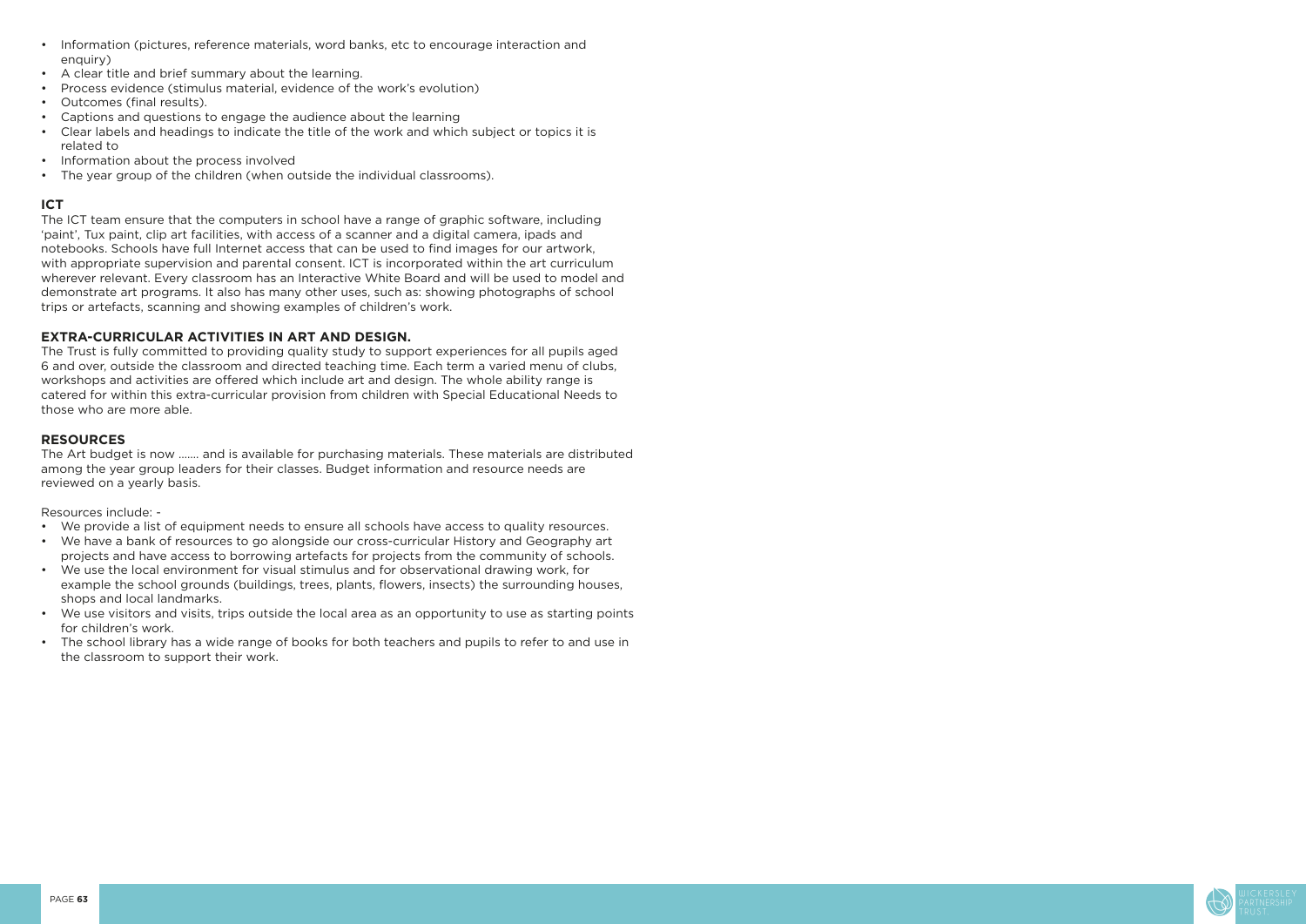- Information (pictures, reference materials, word banks, etc to encourage interaction and enquiry)
- A clear title and brief summary about the learning.
- Process evidence (stimulus material, evidence of the work's evolution)
- Outcomes (final results).
- Captions and questions to engage the audience about the learning
- Clear labels and headings to indicate the title of the work and which subject or topics it is related to
- Information about the process involved
- The year group of the children (when outside the individual classrooms).

## ICT

The ICT team ensure that the computers in school have a range of graphic software, including 'paint', Tux paint, clip art facilities, with access of a scanner and a digital camera, ipads and notebooks. Schools have full Internet access that can be used to find images for our artwork, with appropriate supervision and parental consent. ICT is incorporated within the art curriculum wherever relevant. Every classroom has an Interactive White Board and will be used to model and demonstrate art programs. It also has many other uses, such as: showing photographs of school trips or artefacts, scanning and showing examples of children's work.

## EXTRA-CURRICULAR ACTIVITIES IN ART AND DESIGN.

The Trust is fully committed to providing quality study to support experiences for all pupils aged 6 and over, outside the classroom and directed teaching time. Each term a varied menu of clubs, workshops and activities are offered which include art and design. The whole ability range is catered for within this extra-curricular provision from children with Special Educational Needs to those who are more able.

## RESOURCES

The Art budget is now ……. and is available for purchasing materials. These materials are distributed among the year group leaders for their classes. Budget information and resource needs are reviewed on a yearly basis.

Resources include: -

- We provide a list of equipment needs to ensure all schools have access to quality resources.
- We have a bank of resources to go alongside our cross-curricular History and Geography art projects and have access to borrowing artefacts for projects from the community of schools.
- We use the local environment for visual stimulus and for observational drawing work, for example the school grounds (buildings, trees, plants, flowers, insects) the surrounding houses, shops and local landmarks.
- We use visitors and visits, trips outside the local area as an opportunity to use as starting points for children's work.
- The school library has a wide range of books for both teachers and pupils to refer to and use in the classroom to support their work.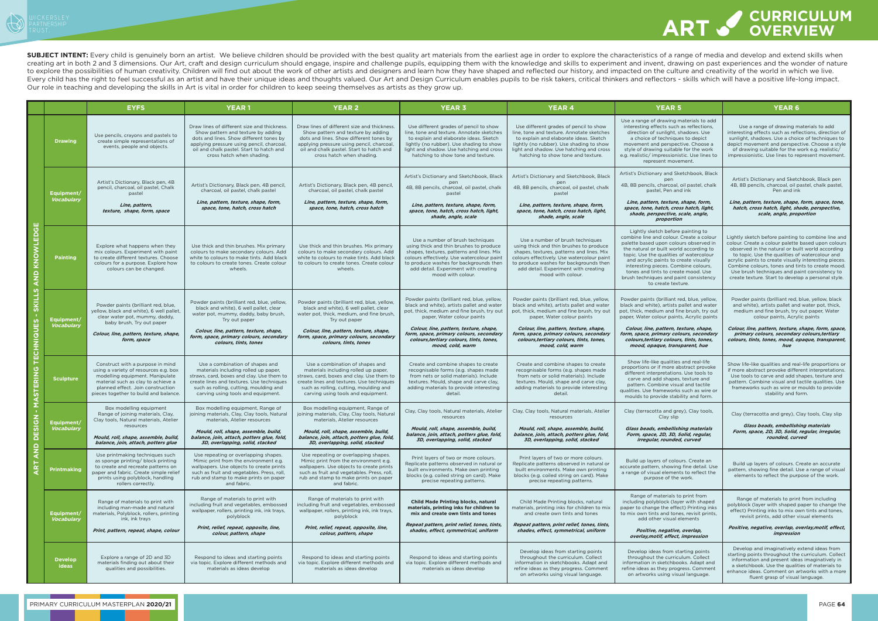# ART CURRICULUM OVERVIEW

**SUBJECT INTENT:** Every child is genuinely born an artist. We believe children should be provided with the best quality art materials from the earliest age in order to explore the characteristics of a range of media and develop and extend skills when creating art in both 2 and 3 dimensions. Our Art, craft and design curriculum should engage, inspire and challenge pupils, equipping them with the knowledge and skills to experiment and invent, drawing on past experiences and the wonder of nature to explore the possibilities of human creativity. Children will find out about the work of other artists and designers and learn how they have shaped and reflected our history, and impacted on the culture and creativity of the world in which we live. Every child has the right to feel successful as an artist and have their unique ideas and thoughts valued. Our Art and Design Curriculum enables pupils to be risk takers, critical thinkers and reflectors - skills which will have a positive life-long impact. Our role in teaching and developing the skills in Art is vital in order for children to keep seeing themselves as artists as they grow up.

| ART AND DESIGN - MASTERING TECHNIQUES - SKILLS AND KNOWLEDGE | | EYFS | YEAR 1 | YEAR 2 | YEAR 3 | YEAR 4 | YEAR 5 | YEAR 6 |
|---|---|---|---|---|---|---|---|---|
| | **Drawing** | Use pencils, crayons and pastels to create simple representations of events, people and objects. | Draw lines of different size and thickness. Show pattern and texture by adding dots and lines. Show different tones by applying pressure using pencil, charcoal, oil and chalk pastel. Start to hatch and cross hatch when shading. | Draw lines of different size and thickness. Show pattern and texture by adding dots and lines. Show different tones by applying pressure using pencil, charcoal, oil and chalk pastel. Start to hatch and cross hatch when shading. | Use different grades of pencil to show line, tone and texture. Annotate sketches to explain and elaborate ideas. Sketch lightly (no rubber). Use shading to show light and shadow. Use hatching and cross hatching to show tone and texture. | Use different grades of pencil to show line, tone and texture. Annotate sketches to explain and elaborate ideas. Sketch lightly (no rubber). Use shading to show light and shadow. Use hatching and cross hatching to show tone and texture. | Use a range of drawing materials to add interesting effects such as reflections, direction of sunlight, shadows. Use a choice of techniques to depict movement and perspective. Choose a style of drawing suitable for the work e.g. realistic/ impressionistic. Use lines to represent movement. | Use a range of drawing materials to add interesting effects such as reflections, direction of sunlight, shadows. Use a choice of techniques to depict movement and perspective. Choose a style of drawing suitable for the work e.g. realistic/ impressionistic. Use lines to represent movement. |
| | **Equipment/ Vocabulary** | Artist's Dictionary, Black pen, 4B pencil, charcoal, oil pastel, Chalk pastel<br>***Line, pattern, texture, shape, form, space*** | Artist's Dictionary, Black pen, 4B pencil, charcoal, oil pastel, chalk pastel<br>***Line, pattern, texture, shape, form, space, tone, hatch, cross hatch*** | Artist's Dictionary, Black pen, 4B pencil, charcoal, oil pastel, chalk pastel<br>***Line, pattern, texture, shape, form, space, tone, hatch, cross hatch*** | Artist's Dictionary and Sketchbook, Black pen<br>4B, 8B pencils, charcoal, oil pastel, chalk pastel<br>***Line, pattern, texture, shape, form, space, tone, hatch, cross hatch, light, shade, angle, scale*** | Artist's Dictionary and Sketchbook, Black pen<br>4B, 8B pencils, charcoal, oil pastel, chalk pastel<br>***Line, pattern, texture, shape, form, space, tone, hatch, cross hatch, light, shade, angle, scale*** | Artist's Dictionary and Sketchbook, Black pen<br>4B, 8B pencils, charcoal, oil pastel, chalk pastel, Pen and ink<br>***Line, pattern, texture, shape, form, space, tone, hatch, cross hatch, light, shade, perspective, scale, angle, proportion*** | Artist's Dictionary and Sketchbook, Black pen 4B, 8B pencils, charcoal, oil pastel, chalk pastel, Pen and ink<br>***Line, pattern, texture, shape, form, space, tone, hatch, cross hatch, light, shade, perspective, scale, angle, proportion*** |
| | **Painting** | Explore what happens when they mix colours. Experiment with paint to create different textures. Choose colours for a purpose. Explore how colours can be changed. | Use thick and thin brushes. Mix primary colours to make secondary colours. Add white to colours to make tints. Add black to colours to create tones. Create colour wheels. | Use thick and thin brushes. Mix primary colours to make secondary colours. Add white to colours to make tints. Add black to colours to create tones. Create colour wheels. | Use a number of brush techniques using thick and thin brushes to produce shapes, textures, patterns and lines. Mix colours effectively. Use watercolour paint to produce washes for backgrounds then add detail. Experiment with creating mood with colour. | Use a number of brush techniques using thick and thin brushes to produce shapes, textures, patterns and lines. Mix colours effectively. Use watercolour paint to produce washes for backgrounds then add detail. Experiment with creating mood with colour. | Lightly sketch before painting to combine line and colour. Create a colour palette based upon colours observed in the natural or built world according to topic. Use the qualities of watercolour and acrylic paints to create visually interesting pieces. Combine colours, tones and tints to create mood. Use brush techniques and paint consistency to create texture. | Lightly sketch before painting to combine line and colour. Create a colour palette based upon colours observed in the natural or built world according to topic. Use the qualities of watercolour and acrylic paints to create visually interesting pieces. Combine colours, tones and tints to create mood. Use brush techniques and paint consistency to create texture. Start to develop a personal style. |
| | **Equipment/ Vocabulary** | Powder paints (brilliant red, blue, yellow, black and white), 6 well pallet, clear water pot, mummy, daddy, baby brush, Try out paper<br>***Colour, line, pattern, texture, shape, form, space*** | Powder paints (brilliant red, blue, yellow, black and white), 6 well pallet, clear water pot, mummy, daddy, baby brush, Try out paper<br>***Colour, line, pattern, texture, shape, form, space, primary colours, secondary colours, tints, tones*** | Powder paints (brilliant red, blue, yellow, black and white), 6 well pallet, clear water pot, thick, medium, and fine brush, Try out paper<br>***Colour, line, pattern, texture, shape, form, space, primary colours, secondary colours, tints, tones*** | Powder paints (brilliant red, blue, yellow, black and white), artists pallet and water pot, thick, medium and fine brush, try out paper, Water colour paints<br>***Colour, line, pattern, texture, shape, form, space, primary colours, secondary colours,tertiary colours, tints, tones, mood, cold, warm*** | Powder paints (brilliant red, blue, yellow, black and white), artists pallet and water pot, thick, medium and fine brush, try out paper, Water colour paints<br>***Colour, line, pattern, texture, shape, form, space, primary colours, secondary colours,tertiary colours, tints, tones, mood, cold, warm*** | Powder paints (brilliant red, blue, yellow, black and white), artists pallet and water pot, thick, medium and fine brush, try out paper, Water colour paints, Acrylic paints<br>***Colour, line, pattern, texture, shape, form, space, primary colours, secondary colours,tertiary colours, tints, tones, mood, opaque, transparent, hue*** | Powder paints (brilliant red, blue, black and white), artists pallet and water pot, thick, medium and fine brush, try out paper, Water colour paints, Acrylic paints<br>***Colour, line, pattern, texture, shape, form, space, primary colours, secondary colours,tertiary colours, tints, tones, mood, opaque, transparent, hue*** |
| | **Sculpture** | Construct with a purpose in mind using a variety of resources e.g. box modelling equipment. Manipulate materials such as clay to achieve a planned effect. Join construction pieces together to build and balance. | Use a combination of shapes and materials including rolled up paper, straws, card, boxes and clay. Use them to create lines and textures. Use techniques such as rolling, cutting, moulding and carving using tools and equipment. | Use a combination of shapes and materials including rolled up paper, straws, card, boxes and clay. Use them to create lines and textures. Use techniques such as rolling, cutting, moulding and carving using tools and equipment. | Create and combine shapes to create recognisable forms (e.g. shapes made from nets or solid materials). Include textures. Mould, shape and carve clay, adding materials to provide interesting detail. | Create and combine shapes to create recognisable forms (e.g. shapes made from nets or solid materials). Include textures. Mould, shape and carve clay, adding materials to provide interesting detail. | Show life-like qualities and real-life proportions or if more abstract provoke different interpretations. Use tools to carve and add shapes, texture and pattern. Combine visual and tactile qualities. Use frameworks such as wire or moulds to provide stability and form. | Show life-like qualities and real-life proportions or if more abstract provoke different interpretations. Use tools to carve and add shapes, texture and pattern. Combine visual and tactile qualities. Use frameworks such as wire or moulds to provide stability and form. |
| | **Equipment/ Vocabulary** | Box modelling equipment<br>Range of joining materials, Clay, Clay tools, Natural materials, Atelier resources<br>***Mould, roll, shape, assemble, build, balance, join, attach, potters glue*** | Box modelling equipment, Range of joining materials, Clay, Clay tools, Natural materials, Atelier resources<br>***Mould, roll, shape, assemble, build, balance, join, attach, potters glue, fold, 3D, overlapping, solid, stacked*** | Box modelling equipment, Range of joining materials, Clay, Clay tools, Natural materials, Atelier resources<br>***Mould, roll, shape, assemble, build, balance, join, attach, potters glue, fold, 3D, overlapping, solid, stacked*** | Clay, Clay tools, Natural materials, Atelier resources<br>***Mould, roll, shape, assemble, build, balance, join, attach, potters glue, fold, 3D, overlapping, solid, stacked*** | Clay, Clay tools, Natural materials, Atelier resources<br>***Mould, roll, shape, assemble, build, balance, join, attach, potters glue, fold, 3D, overlapping, solid, stacked*** | Clay (terracotta and grey), Clay tools, Clay slip<br>***Glass beads, embellishing materials Form, space, 2D, 3D, Solid, regular, irregular, rounded, curved*** | Clay (terracotta and grey), Clay tools, Clay slip<br>***Glass beads, embellishing materials Form, space, 2D, 3D, Solid, regular, irregular, rounded, curved*** |
| | **Printmaking** | Use printmaking techniques such as sponge printing/ block printing to create and recreate patterns on paper and fabric. Create simple relief prints using polyblock, handling rollers correctly. | Use repeating or overlapping shapes. Mimic print from the environment e.g. wallpapers. Use objects to create prints such as fruit and vegetables. Press, roll, rub and stamp to make prints on paper and fabric. | Use repeating or overlapping shapes. Mimic print from the environment e.g. wallpapers. Use objects to create prints such as fruit and vegetables. Press, roll, rub and stamp to make prints on paper and fabric. | Print layers of two or more colours. Replicate patterns observed in natural or built environments. Make own printing blocks (e.g. coiled string on card). Make precise repeating patterns. | Print layers of two or more colours. Replicate patterns observed in natural or built environments. Make own printing blocks (e.g. coiled string on card). Make precise repeating patterns. | Build up layers of colours. Create an accurate pattern, showing fine detail. Use a range of visual elements to reflect the purpose of the work. | Build up layers of colours. Create an accurate pattern, showing fine detail. Use a range of visual elements to reflect the purpose of the work. |
| | **Equipment/ Vocabulary** | Range of materials to print with including man-made and natural materials, Polyblock, rollers, printing ink, ink trays<br>***Print, pattern, repeat, shape, colour*** | Range of materials to print with including fruit and vegetables, embossed wallpaper, rollers, printing ink, ink trays, polyblock<br>***Print, relief, repeat, opposite, line, colour, pattern, shape*** | Range of materials to print with including fruit and vegetables, embossed wallpaper, rollers, printing ink, ink trays, polyblock<br>***Print, relief, repeat, opposite, line, colour, pattern, shape*** | **Child Made Printing blocks, natural materials, printing inks for children to mix and create own tints and tones**<br>***Repeat pattern, print relief, tones, tints, shades, effect, symmetrical, uniform*** | Child Made Printing blocks, natural materials, printing inks for children to mix and create own tints and tones<br>***Repeat pattern, print relief, tones, tints, shades, effect, symmetrical, uniform*** | Range of materials to print from including polyblock (layer with shaped paper to change the effect) Printing inks to mix own tints and tones, revisit prints, add other visual elements<br>***Positive, negative, overlap, overlay,motif, effect, impression*** | Range of materials to print from including polyblock (layer with shaped paper to change the effect) Printing inks to mix own tints and tones, revisit prints, add other visual elements<br>***Positive, negative, overlap, overlay,motif, effect, impression*** |
| | **Develop ideas** | Explore a range of 2D and 3D materials finding out about their qualities and possibilities. | Respond to ideas and starting points via topic. Explore different methods and materials as ideas develop | Respond to ideas and starting points via topic. Explore different methods and materials as ideas develop | Respond to ideas and starting points via topic. Explore different methods and materials as ideas develop | Develop ideas from starting points throughout the curriculum. Collect information in sketchbooks. Adapt and refine ideas as they progress. Comment on artworks using visual language. | Develop ideas from starting points throughout the curriculum. Collect information in sketchbooks. Adapt and refine ideas as they progress. Comment on artworks using visual language. | Develop and imaginatively extend ideas from starting points throughout the curriculum. Collect information and present ideas imaginatively in a sketchbook. Use the qualities of materials to enhance ideas. Comment on artworks with a more fluent grasp of visual language. |

PRIMARY CURRICULUM MASTERPLAN **2020/21**